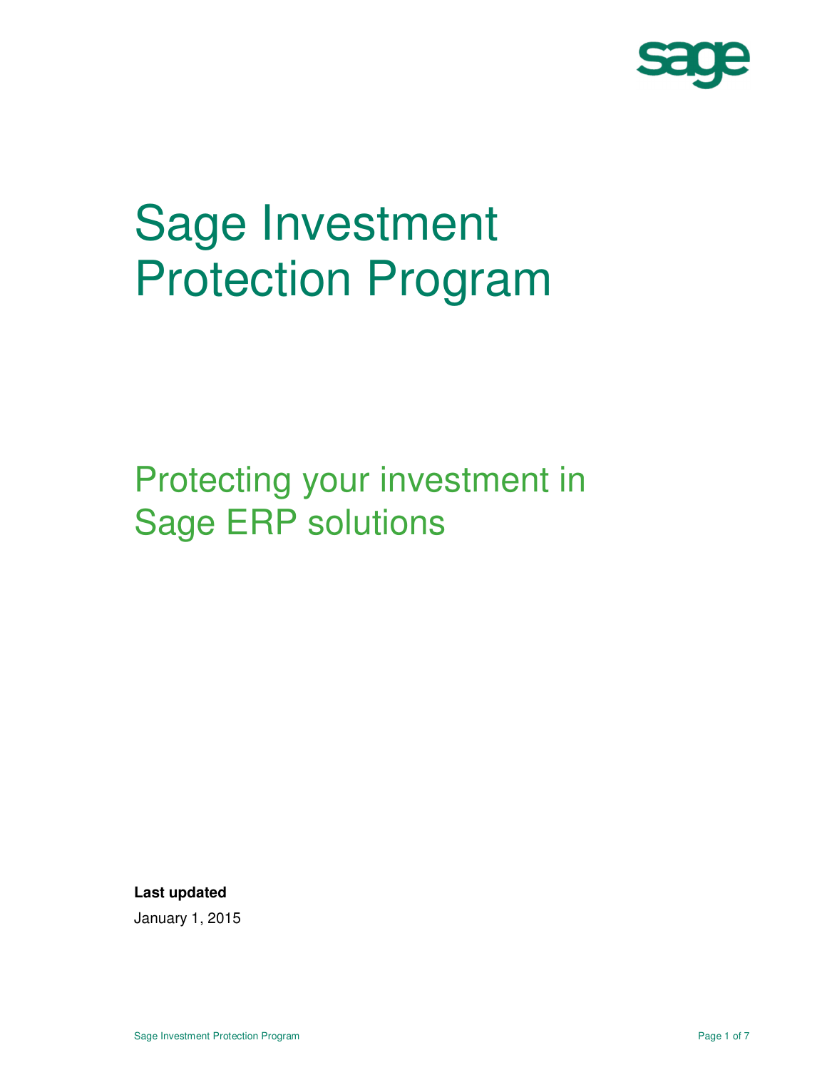# Sage Investment Protection Program

## Protecting your investment in Sage ERP solutions

**Last updated**

January 1, 2015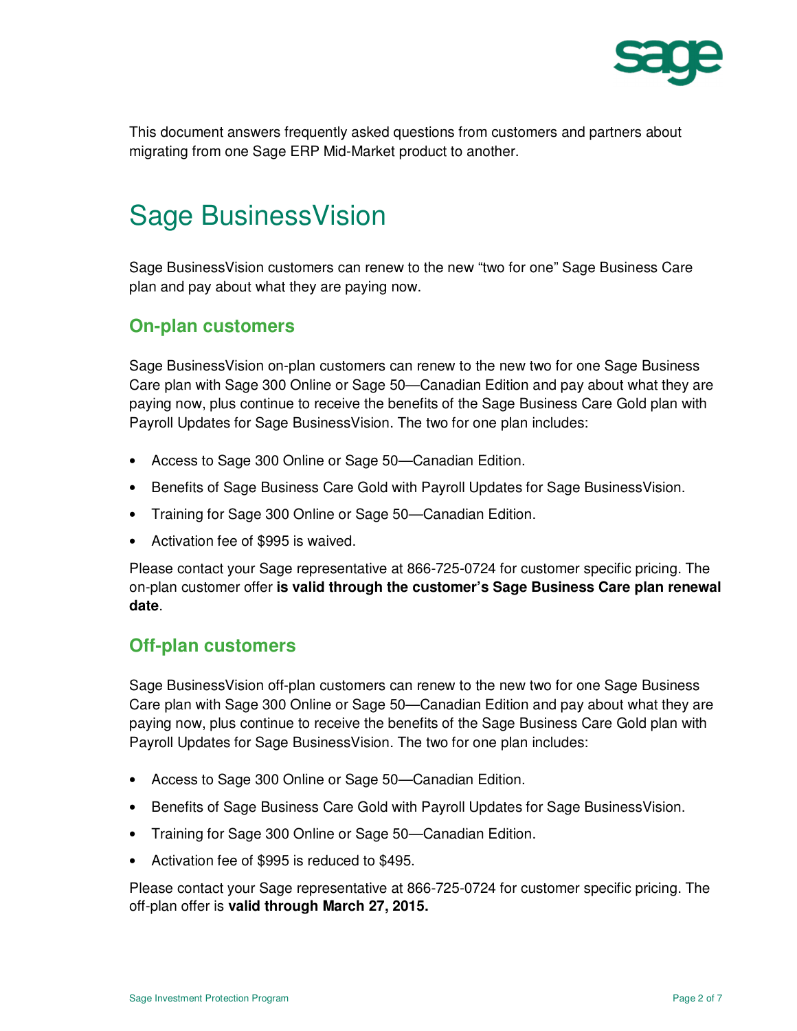This document answers frequently asked questions from customers and partners about migrating from one Sage ERP Mid-Market product to another.

# Sage BusinessVision

Sage BusinessVision customers can renew to the new "two for one" Sage Business Care plan and pay about what they are paying now.

## On-plan customers

Sage BusinessVision on-plan customers can renew to the new two for one Sage Business Care plan with Sage 300 Online or Sage 50—Canadian Edition and pay about what they are paying now, plus continue to receive the benefits of the Sage Business Care Gold plan with Payroll Updates for Sage BusinessVision. The two for one plan includes:

- Access to Sage 300 Online or Sage 50—Canadian Edition.
- Benefits of Sage Business Care Gold with Payroll Updates for Sage BusinessVision.
- Training for Sage 300 Online or Sage 50—Canadian Edition.
- Activation fee of $995 is waived.

Please contact your Sage representative at 866-725-0724 for customer specific pricing. The on-plan customer offer **is valid through the customer's Sage Business Care plan renewal date**.

## Off-plan customers

Sage BusinessVision off-plan customers can renew to the new two for one Sage Business Care plan with Sage 300 Online or Sage 50—Canadian Edition and pay about what they are paying now, plus continue to receive the benefits of the Sage Business Care Gold plan with Payroll Updates for Sage BusinessVision. The two for one plan includes:

- Access to Sage 300 Online or Sage 50—Canadian Edition.
- Benefits of Sage Business Care Gold with Payroll Updates for Sage BusinessVision.
- Training for Sage 300 Online or Sage 50—Canadian Edition.
- Activation fee of $995 is reduced to $495.

Please contact your Sage representative at 866-725-0724 for customer specific pricing. The off-plan offer is **valid through March 27, 2015.**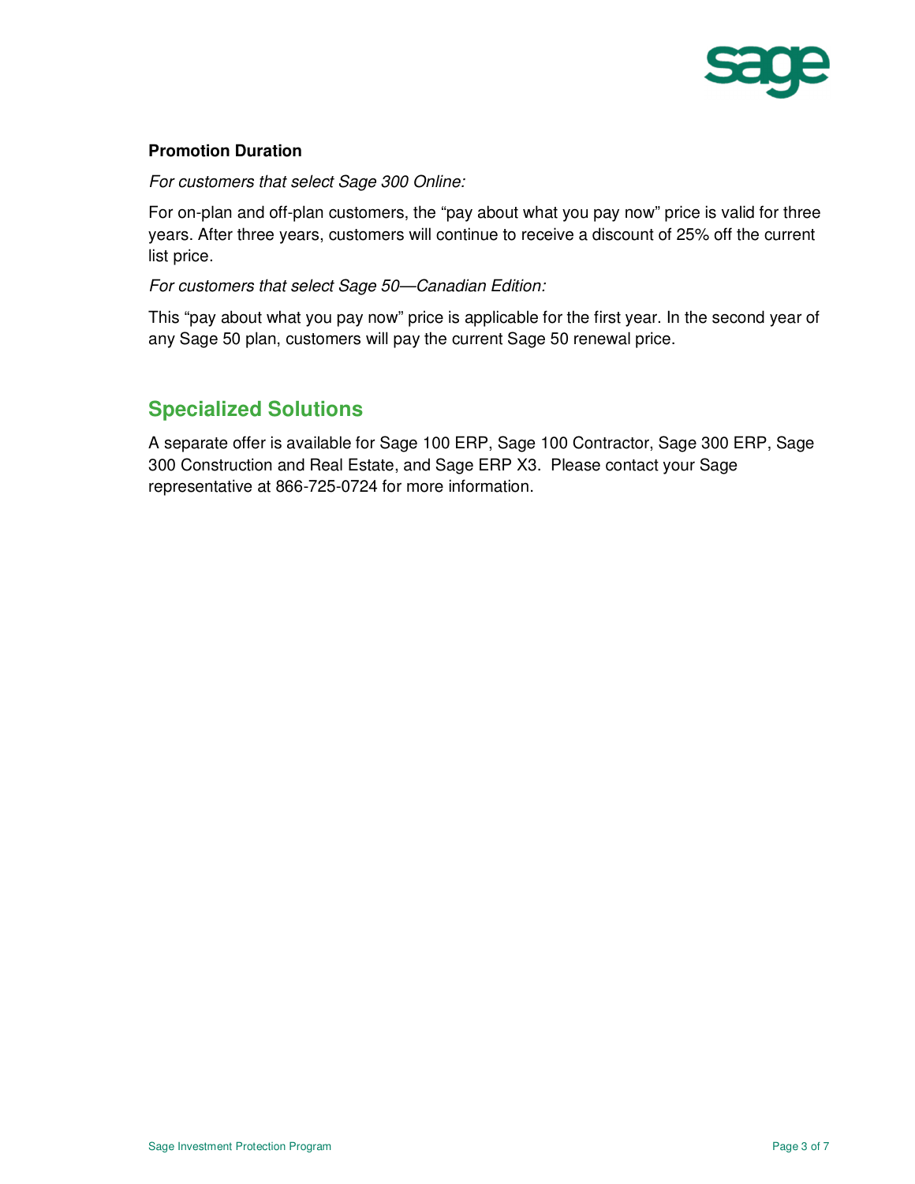**Promotion Duration**

*For customers that select Sage 300 Online:*

For on-plan and off-plan customers, the "pay about what you pay now" price is valid for three years. After three years, customers will continue to receive a discount of 25% off the current list price.

*For customers that select Sage 50—Canadian Edition:*

This "pay about what you pay now" price is applicable for the first year. In the second year of any Sage 50 plan, customers will pay the current Sage 50 renewal price.

## Specialized Solutions

A separate offer is available for Sage 100 ERP, Sage 100 Contractor, Sage 300 ERP, Sage 300 Construction and Real Estate, and Sage ERP X3. Please contact your Sage representative at 866-725-0724 for more information.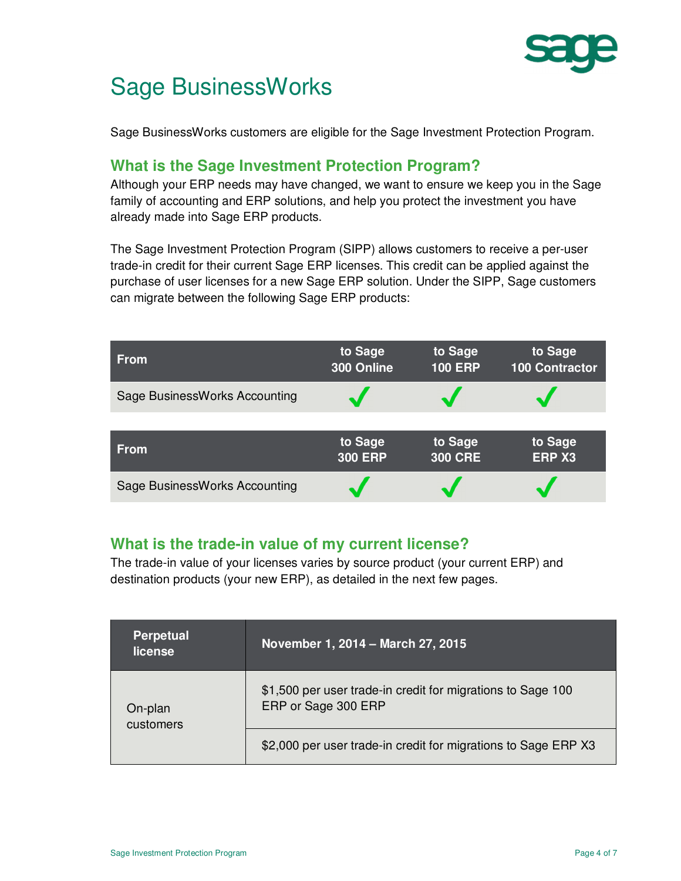# Sage BusinessWorks

Sage BusinessWorks customers are eligible for the Sage Investment Protection Program.

## What is the Sage Investment Protection Program?

Although your ERP needs may have changed, we want to ensure we keep you in the Sage family of accounting and ERP solutions, and help you protect the investment you have already made into Sage ERP products.

The Sage Investment Protection Program (SIPP) allows customers to receive a per-user trade-in credit for their current Sage ERP licenses. This credit can be applied against the purchase of user licenses for a new Sage ERP solution. Under the SIPP, Sage customers can migrate between the following Sage ERP products:

| From | to Sage 300 Online | to Sage 100 ERP | to Sage 100 Contractor |
|---|---|---|---|
| Sage BusinessWorks Accounting | ✓ | ✓ | ✓ |

| From | to Sage 300 ERP | to Sage 300 CRE | to Sage ERP X3 |
|---|---|---|---|
| Sage BusinessWorks Accounting | ✓ | ✓ | ✓ |

## What is the trade-in value of my current license?

The trade-in value of your licenses varies by source product (your current ERP) and destination products (your new ERP), as detailed in the next few pages.

| Perpetual license | November 1, 2014 – March 27, 2015 |
|---|---|
| On-plan customers | $1,500 per user trade-in credit for migrations to Sage 100 ERP or Sage 300 ERP |
| | $2,000 per user trade-in credit for migrations to Sage ERP X3 |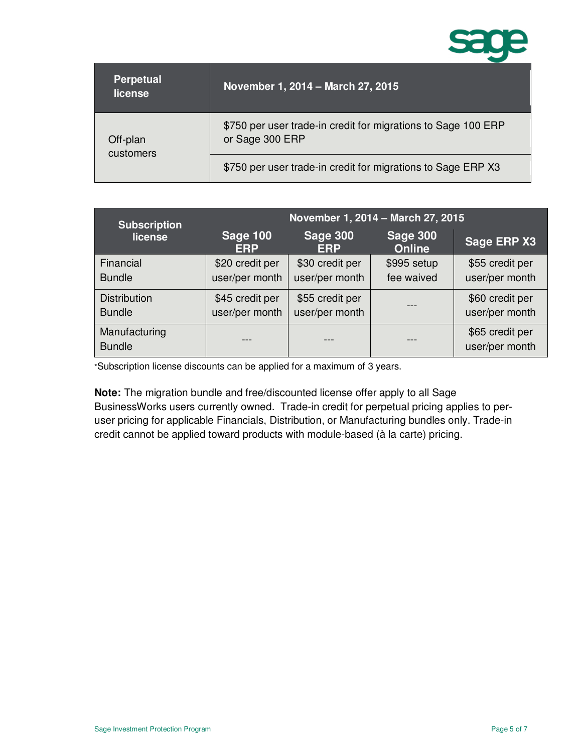| Perpetual license | November 1, 2014 – March 27, 2015 |
| --- | --- |
| Off-plan customers | $750 per user trade-in credit for migrations to Sage 100 ERP or Sage 300 ERP |
| | $750 per user trade-in credit for migrations to Sage ERP X3 |

| Subscription license | November 1, 2014 – March 27, 2015 | | | |
| --- | --- | --- | --- | --- |
| | Sage 100 ERP | Sage 300 ERP | Sage 300 Online | Sage ERP X3 |
| Financial Bundle | $20 credit per user/per month | $30 credit per user/per month | $995 setup fee waived | $55 credit per user/per month |
| Distribution Bundle | $45 credit per user/per month | $55 credit per user/per month | --- | $60 credit per user/per month |
| Manufacturing Bundle | --- | --- | --- | $65 credit per user/per month |

*Subscription license discounts can be applied for a maximum of 3 years.

**Note:** The migration bundle and free/discounted license offer apply to all Sage BusinessWorks users currently owned. Trade-in credit for perpetual pricing applies to per-user pricing for applicable Financials, Distribution, or Manufacturing bundles only. Trade-in credit cannot be applied toward products with module-based (à la carte) pricing.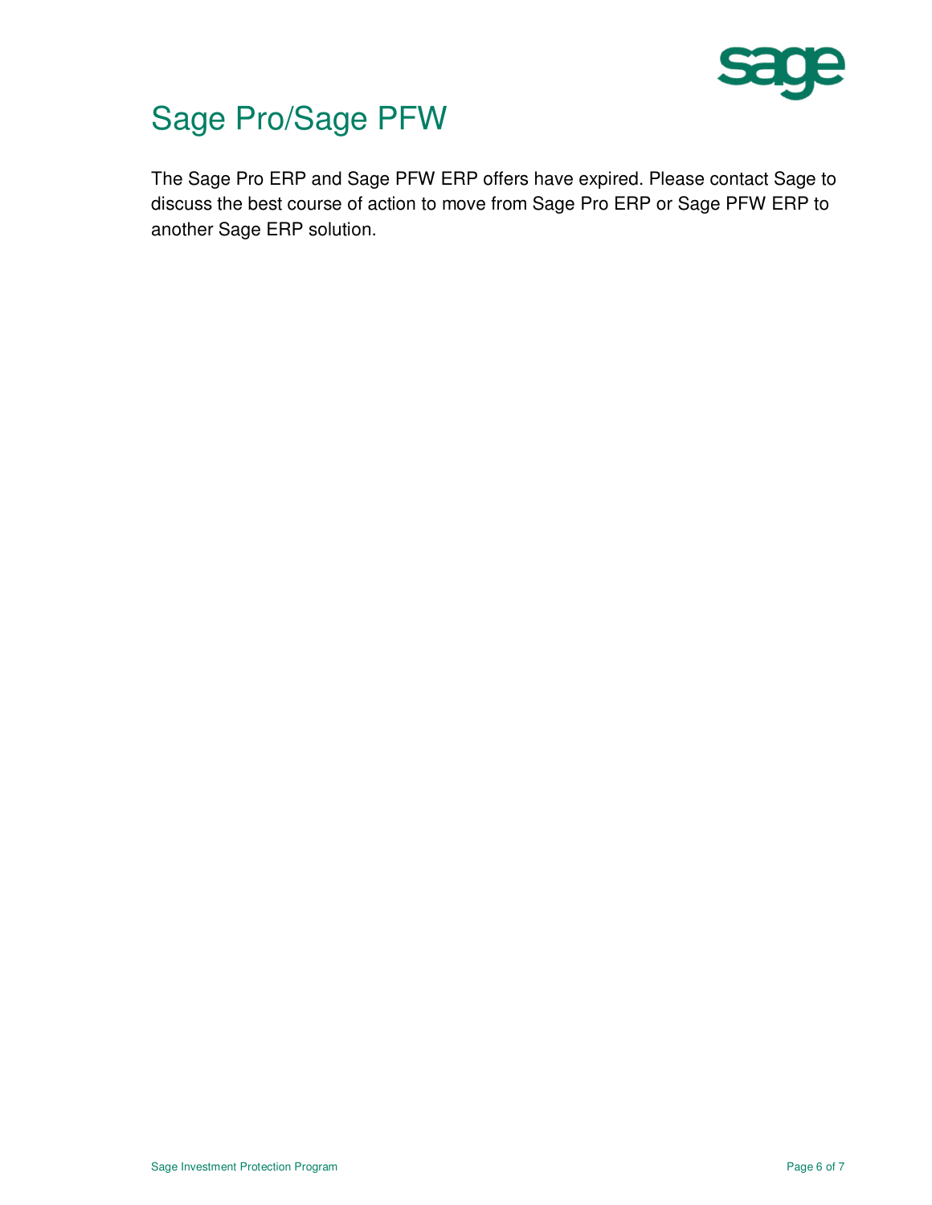# Sage Pro/Sage PFW

The Sage Pro ERP and Sage PFW ERP offers have expired. Please contact Sage to discuss the best course of action to move from Sage Pro ERP or Sage PFW ERP to another Sage ERP solution.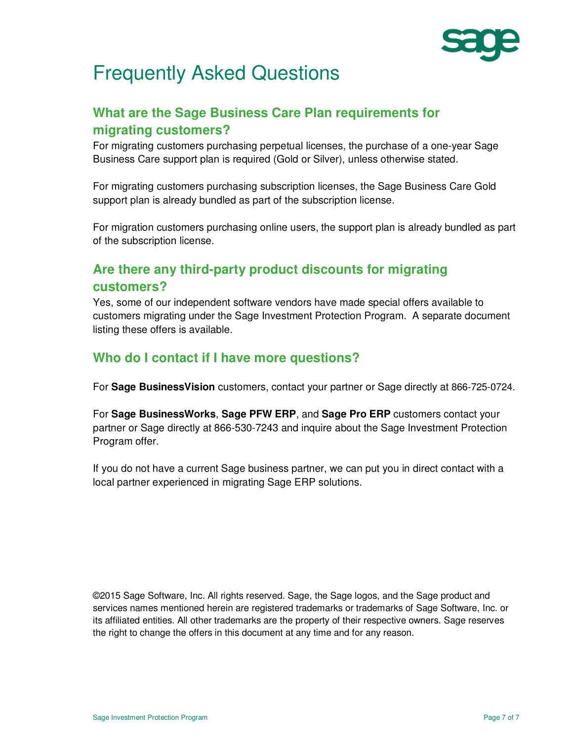# Frequently Asked Questions

## What are the Sage Business Care Plan requirements for migrating customers?

For migrating customers purchasing perpetual licenses, the purchase of a one-year Sage Business Care support plan is required (Gold or Silver), unless otherwise stated.

For migrating customers purchasing subscription licenses, the Sage Business Care Gold support plan is already bundled as part of the subscription license.

For migration customers purchasing online users, the support plan is already bundled as part of the subscription license.

## Are there any third-party product discounts for migrating customers?

Yes, some of our independent software vendors have made special offers available to customers migrating under the Sage Investment Protection Program. A separate document listing these offers is available.

## Who do I contact if I have more questions?

For **Sage BusinessVision** customers, contact your partner or Sage directly at 866-725-0724.

For **Sage BusinessWorks**, **Sage PFW ERP**, and **Sage Pro ERP** customers contact your partner or Sage directly at 866-530-7243 and inquire about the Sage Investment Protection Program offer.

If you do not have a current Sage business partner, we can put you in direct contact with a local partner experienced in migrating Sage ERP solutions.

©2015 Sage Software, Inc. All rights reserved. Sage, the Sage logos, and the Sage product and services names mentioned herein are registered trademarks or trademarks of Sage Software, Inc. or its affiliated entities. All other trademarks are the property of their respective owners. Sage reserves the right to change the offers in this document at any time and for any reason.